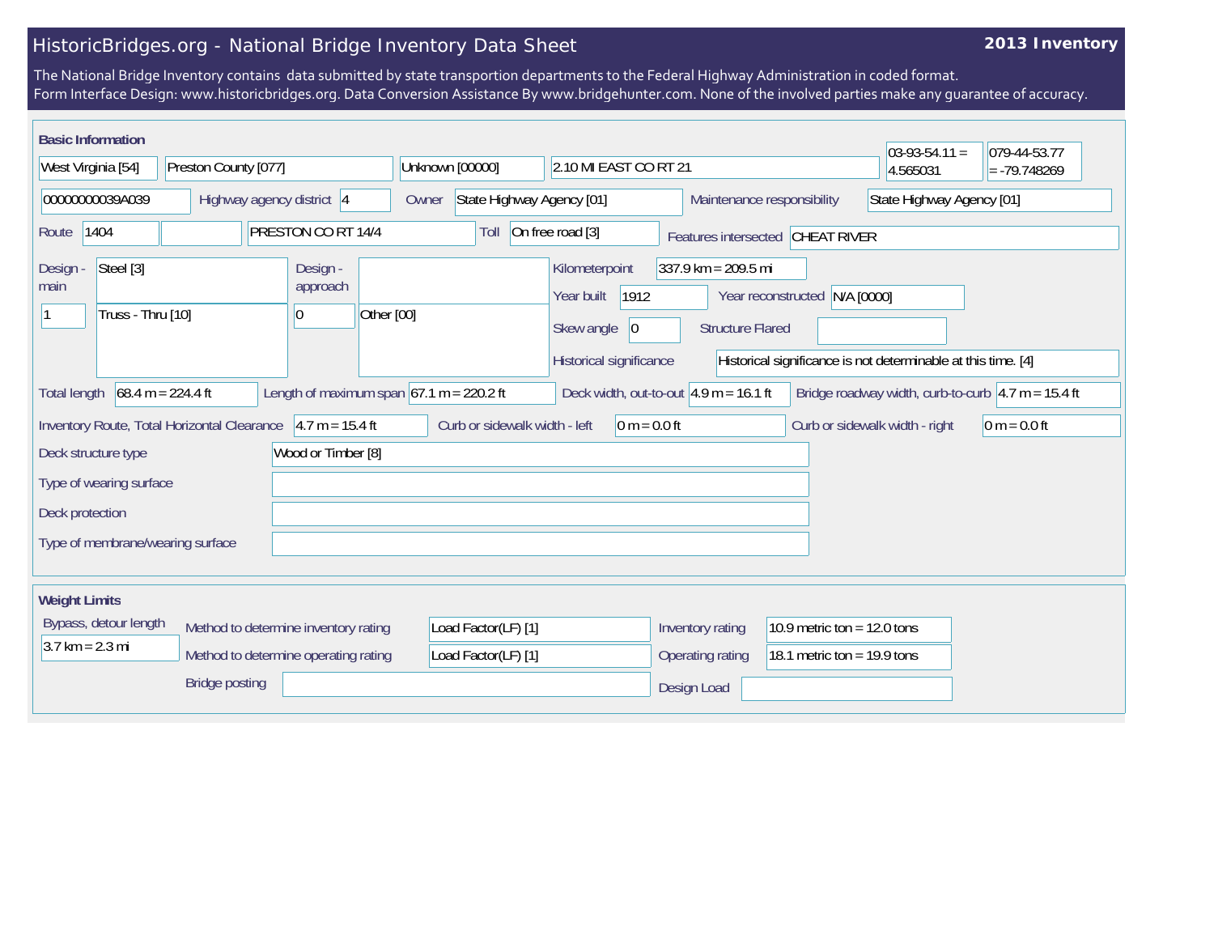# HistoricBridges.org - National Bridge Inventory Data Sheet

**2013 Inventory**

The National Bridge Inventory contains data submitted by state transportion departments to the Federal Highway Administration in coded format.
Form Interface Design: www.historicbridges.org. Data Conversion Assistance By www.bridgehunter.com. None of the involved parties make any guarantee of accuracy.

## Basic Information

| Field | Value |
|---|---|
| State | West Virginia [54] |
| County | Preston County [077] |
| Place | Unknown [00000] |
| Location | 2.10 MI EAST CO RT 21 |
| Latitude | 03-93-54.11 = 4.565031 |
| Longitude | 079-44-53.77 = -79.748269 |
| Structure number | 00000000039A039 |
| Highway agency district | 4 |
| Owner | State Highway Agency [01] |
| Maintenance responsibility | State Highway Agency [01] |
| Route | 1404 |
| Facility carried | PRESTON CO RT 14/4 |
| Toll | On free road [3] |
| Features intersected | CHEAT RIVER |
| Design - main | Steel [3]; 1; Truss - Thru [10] |
| Design - approach | 0; Other [00] |
| Kilometerpoint | 337.9 km = 209.5 mi |
| Year built | 1912 |
| Year reconstructed | N/A [0000] |
| Skew angle | 0 |
| Structure Flared | |
| Historical significance | Historical significance is not determinable at this time. [4] |
| Total length | 68.4 m = 224.4 ft |
| Length of maximum span | 67.1 m = 220.2 ft |
| Deck width, out-to-out | 4.9 m = 16.1 ft |
| Bridge roadway width, curb-to-curb | 4.7 m = 15.4 ft |
| Inventory Route, Total Horizontal Clearance | 4.7 m = 15.4 ft |
| Curb or sidewalk width - left | 0 m = 0.0 ft |
| Curb or sidewalk width - right | 0 m = 0.0 ft |
| Deck structure type | Wood or Timber [8] |
| Type of wearing surface | |
| Deck protection | |
| Type of membrane/wearing surface | |

## Weight Limits

| Field | Value |
|---|---|
| Bypass, detour length | 3.7 km = 2.3 mi |
| Method to determine inventory rating | Load Factor(LF) [1] |
| Method to determine operating rating | Load Factor(LF) [1] |
| Inventory rating | 10.9 metric ton = 12.0 tons |
| Operating rating | 18.1 metric ton = 19.9 tons |
| Bridge posting | |
| Design Load | |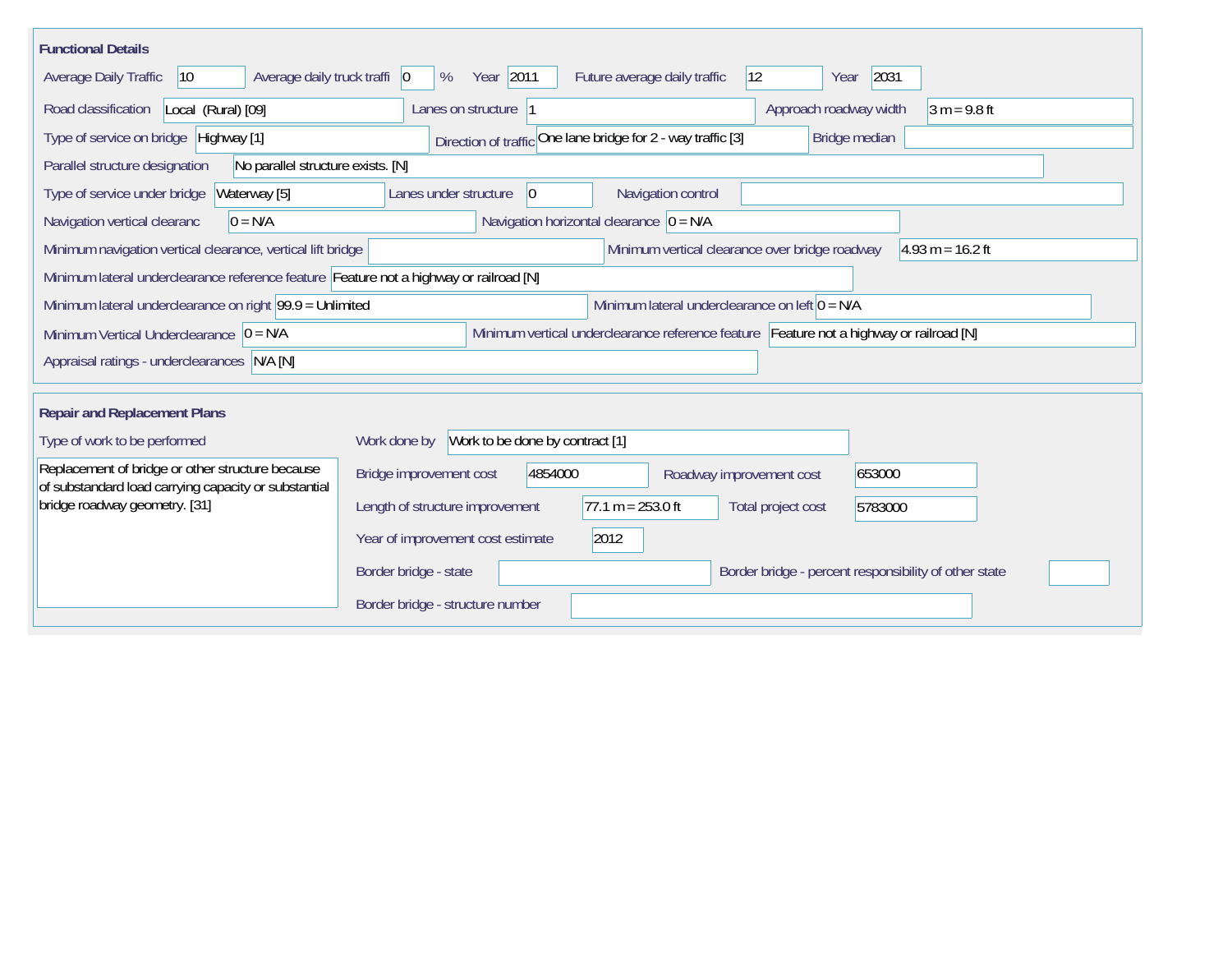## Functional Details

| Field | Value |
|---|---|
| Average Daily Traffic | 10 |
| Average daily truck traffi | 0 % |
| Year | 2011 |
| Future average daily traffic | 12 |
| Year | 2031 |
| Road classification | Local (Rural) [09] |
| Lanes on structure | 1 |
| Approach roadway width | 3 m = 9.8 ft |
| Type of service on bridge | Highway [1] |
| Direction of traffic | One lane bridge for 2 - way traffic [3] |
| Bridge median | |
| Parallel structure designation | No parallel structure exists. [N] |
| Type of service under bridge | Waterway [5] |
| Lanes under structure | 0 |
| Navigation control | |
| Navigation vertical clearanc | 0 = N/A |
| Navigation horizontal clearance | 0 = N/A |
| Minimum navigation vertical clearance, vertical lift bridge | |
| Minimum vertical clearance over bridge roadway | 4.93 m = 16.2 ft |
| Minimum lateral underclearance reference feature | Feature not a highway or railroad [N] |
| Minimum lateral underclearance on right | 99.9 = Unlimited |
| Minimum lateral underclearance on left | 0 = N/A |
| Minimum Vertical Underclearance | 0 = N/A |
| Minimum vertical underclearance reference feature | Feature not a highway or railroad [N] |
| Appraisal ratings - underclearances | N/A [N] |

## Repair and Replacement Plans

| Field | Value |
|---|---|
| Type of work to be performed | Replacement of bridge or other structure because of substandard load carrying capacity or substantial bridge roadway geometry. [31] |
| Work done by | Work to be done by contract [1] |
| Bridge improvement cost | 4854000 |
| Roadway improvement cost | 653000 |
| Length of structure improvement | 77.1 m = 253.0 ft |
| Total project cost | 5783000 |
| Year of improvement cost estimate | 2012 |
| Border bridge - state | |
| Border bridge - percent responsibility of other state | |
| Border bridge - structure number | |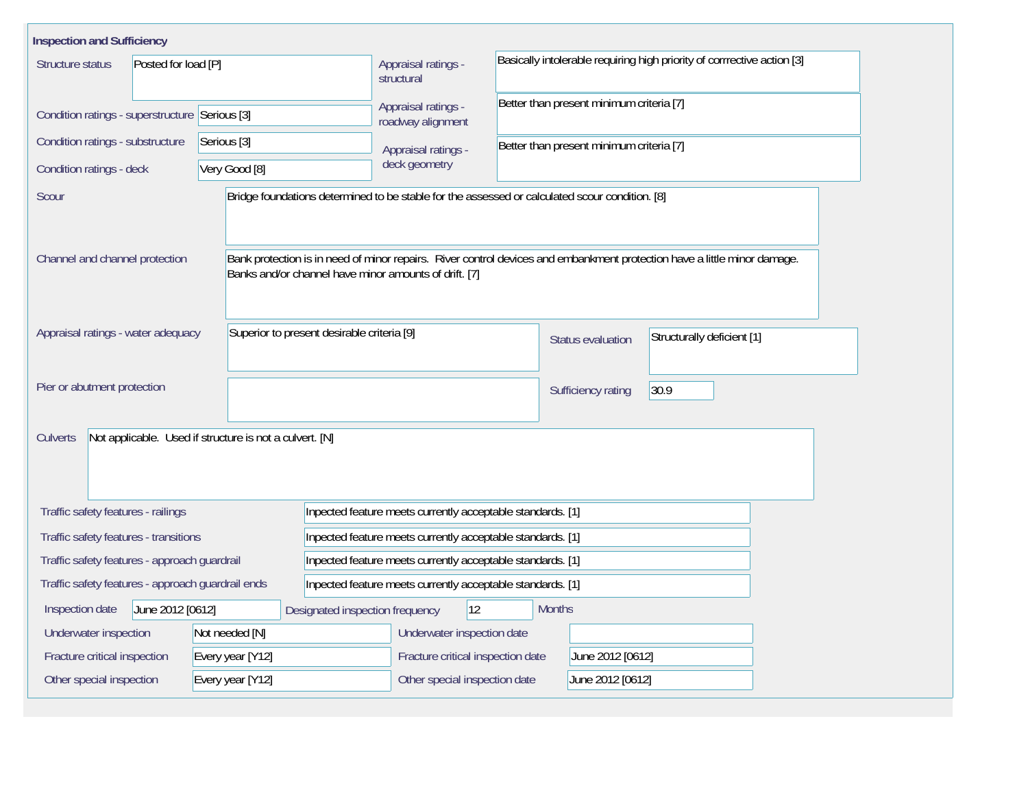## Inspection and Sufficiency

| | | | |
|---|---|---|---|
| Structure status | Posted for load [P] | Appraisal ratings - structural | Basically intolerable requiring high priority of corrrective action [3] |
| Condition ratings - superstructure | Serious [3] | Appraisal ratings - roadway alignment | Better than present minimum criteria [7] |
| Condition ratings - substructure | Serious [3] | Appraisal ratings - deck geometry | Better than present minimum criteria [7] |
| Condition ratings - deck | Very Good [8] | | |

| | |
|---|---|
| Scour | Bridge foundations determined to be stable for the assessed or calculated scour condition. [8] |
| Channel and channel protection | Bank protection is in need of minor repairs. River control devices and embankment protection have a little minor damage. Banks and/or channel have minor amounts of drift. [7] |

| | | | |
|---|---|---|---|
| Appraisal ratings - water adequacy | Superior to present desirable criteria [9] | Status evaluation | Structurally deficient [1] |
| Pier or abutment protection | | Sufficiency rating | 30.9 |

| | |
|---|---|
| Culverts | Not applicable. Used if structure is not a culvert. [N] |
| Traffic safety features - railings | Inpected feature meets currently acceptable standards. [1] |
| Traffic safety features - transitions | Inpected feature meets currently acceptable standards. [1] |
| Traffic safety features - approach guardrail | Inpected feature meets currently acceptable standards. [1] |
| Traffic safety features - approach guardrail ends | Inpected feature meets currently acceptable standards. [1] |

| | | | |
|---|---|---|---|
| Inspection date | June 2012 [0612] | Designated inspection frequency | 12 Months |
| Underwater inspection | Not needed [N] | Underwater inspection date | |
| Fracture critical inspection | Every year [Y12] | Fracture critical inspection date | June 2012 [0612] |
| Other special inspection | Every year [Y12] | Other special inspection date | June 2012 [0612] |